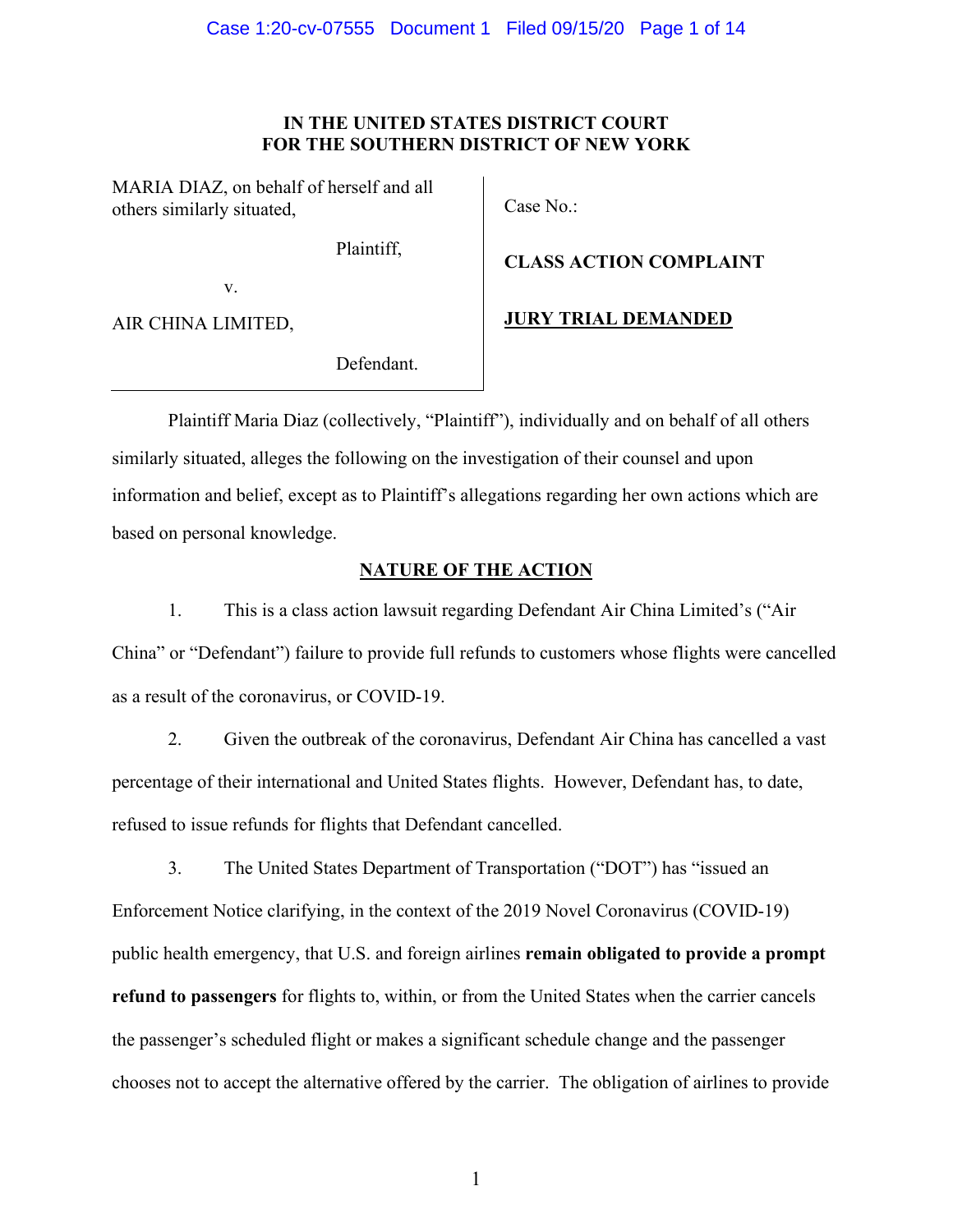**IN THE UNITED STATES DISTRICT COURT**
**FOR THE SOUTHERN DISTRICT OF NEW YORK**

| | |
|---|---|
| MARIA DIAZ, on behalf of herself and all others similarly situated,<br><br>Plaintiff,<br><br>v.<br><br>AIR CHINA LIMITED,<br><br>Defendant. | Case No.:<br><br>**CLASS ACTION COMPLAINT**<br><br>**JURY TRIAL DEMANDED** |

Plaintiff Maria Diaz (collectively, "Plaintiff"), individually and on behalf of all others similarly situated, alleges the following on the investigation of their counsel and upon information and belief, except as to Plaintiff's allegations regarding her own actions which are based on personal knowledge.

## NATURE OF THE ACTION

1. This is a class action lawsuit regarding Defendant Air China Limited's ("Air China" or "Defendant") failure to provide full refunds to customers whose flights were cancelled as a result of the coronavirus, or COVID-19.

2. Given the outbreak of the coronavirus, Defendant Air China has cancelled a vast percentage of their international and United States flights. However, Defendant has, to date, refused to issue refunds for flights that Defendant cancelled.

3. The United States Department of Transportation ("DOT") has "issued an Enforcement Notice clarifying, in the context of the 2019 Novel Coronavirus (COVID-19) public health emergency, that U.S. and foreign airlines **remain obligated to provide a prompt refund to passengers** for flights to, within, or from the United States when the carrier cancels the passenger's scheduled flight or makes a significant schedule change and the passenger chooses not to accept the alternative offered by the carrier. The obligation of airlines to provide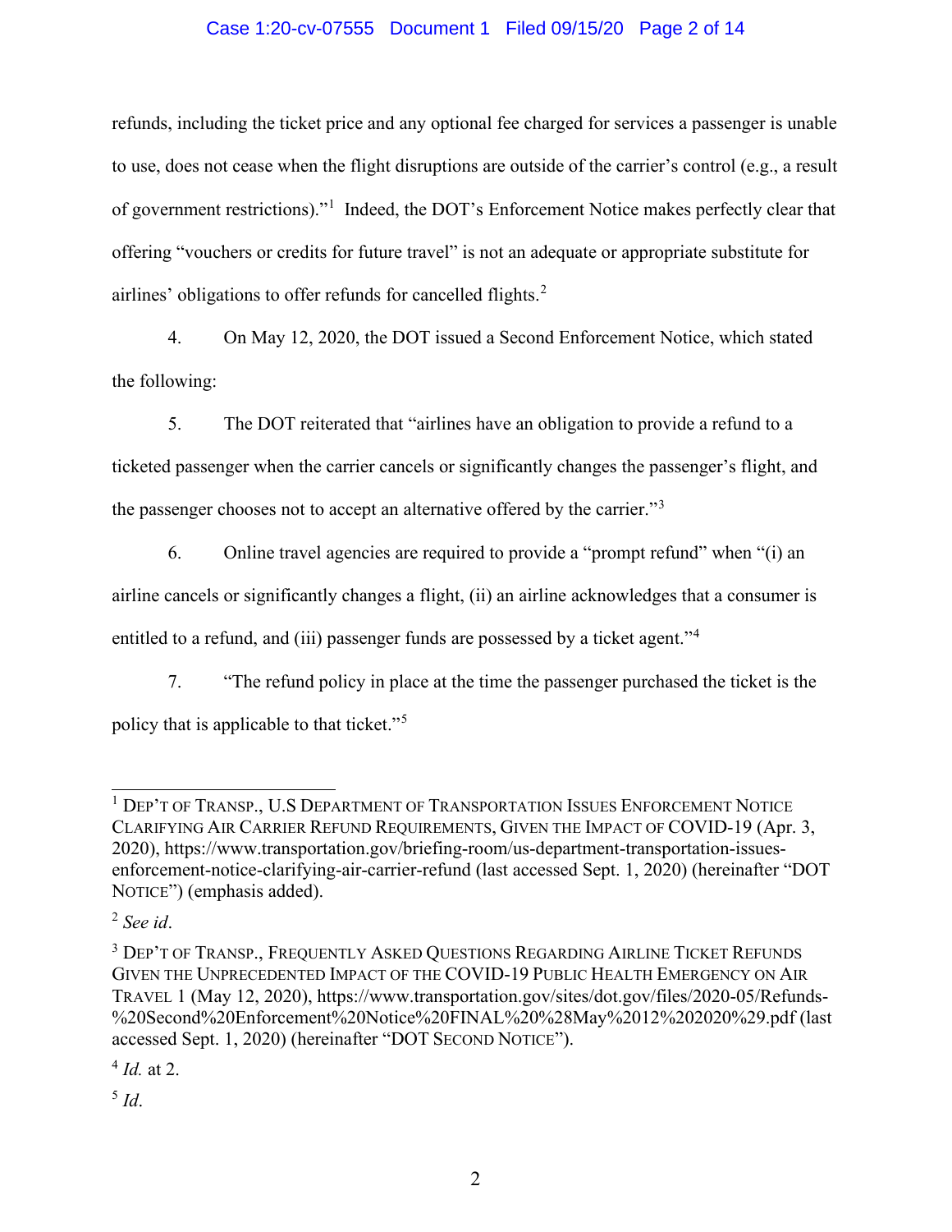refunds, including the ticket price and any optional fee charged for services a passenger is unable to use, does not cease when the flight disruptions are outside of the carrier's control (e.g., a result of government restrictions)."[1] Indeed, the DOT's Enforcement Notice makes perfectly clear that offering "vouchers or credits for future travel" is not an adequate or appropriate substitute for airlines' obligations to offer refunds for cancelled flights.[2]

4. On May 12, 2020, the DOT issued a Second Enforcement Notice, which stated the following:

5. The DOT reiterated that "airlines have an obligation to provide a refund to a ticketed passenger when the carrier cancels or significantly changes the passenger's flight, and the passenger chooses not to accept an alternative offered by the carrier."[3]

6. Online travel agencies are required to provide a "prompt refund" when "(i) an airline cancels or significantly changes a flight, (ii) an airline acknowledges that a consumer is entitled to a refund, and (iii) passenger funds are possessed by a ticket agent."[4]

7. "The refund policy in place at the time the passenger purchased the ticket is the policy that is applicable to that ticket."[5]

---

[1] DEP'T OF TRANSP., U.S DEPARTMENT OF TRANSPORTATION ISSUES ENFORCEMENT NOTICE CLARIFYING AIR CARRIER REFUND REQUIREMENTS, GIVEN THE IMPACT OF COVID-19 (Apr. 3, 2020), https://www.transportation.gov/briefing-room/us-department-transportation-issues-enforcement-notice-clarifying-air-carrier-refund (last accessed Sept. 1, 2020) (hereinafter "DOT NOTICE") (emphasis added).

[2] *See id*.

[3] DEP'T OF TRANSP., FREQUENTLY ASKED QUESTIONS REGARDING AIRLINE TICKET REFUNDS GIVEN THE UNPRECEDENTED IMPACT OF THE COVID-19 PUBLIC HEALTH EMERGENCY ON AIR TRAVEL 1 (May 12, 2020), https://www.transportation.gov/sites/dot.gov/files/2020-05/Refunds-%20Second%20Enforcement%20Notice%20FINAL%20%28May%2012%202020%29.pdf (last accessed Sept. 1, 2020) (hereinafter "DOT SECOND NOTICE").

[4] *Id.* at 2.

[5] *Id*.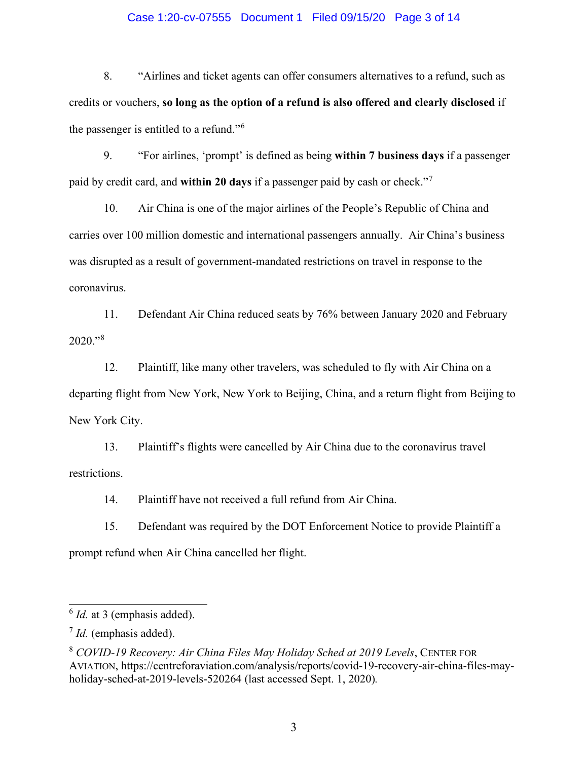8. "Airlines and ticket agents can offer consumers alternatives to a refund, such as credits or vouchers, **so long as the option of a refund is also offered and clearly disclosed** if the passenger is entitled to a refund."[6]

9. "For airlines, 'prompt' is defined as being **within 7 business days** if a passenger paid by credit card, and **within 20 days** if a passenger paid by cash or check."[7]

10. Air China is one of the major airlines of the People's Republic of China and carries over 100 million domestic and international passengers annually. Air China's business was disrupted as a result of government-mandated restrictions on travel in response to the coronavirus.

11. Defendant Air China reduced seats by 76% between January 2020 and February 2020."[8]

12. Plaintiff, like many other travelers, was scheduled to fly with Air China on a departing flight from New York, New York to Beijing, China, and a return flight from Beijing to New York City.

13. Plaintiff's flights were cancelled by Air China due to the coronavirus travel restrictions.

14. Plaintiff have not received a full refund from Air China.

15. Defendant was required by the DOT Enforcement Notice to provide Plaintiff a prompt refund when Air China cancelled her flight.

---

[6] *Id.* at 3 (emphasis added).

[7] *Id.* (emphasis added).

[8] *COVID-19 Recovery: Air China Files May Holiday Sched at 2019 Levels*, CENTER FOR AVIATION, https://centreforaviation.com/analysis/reports/covid-19-recovery-air-china-files-may-holiday-sched-at-2019-levels-520264 (last accessed Sept. 1, 2020).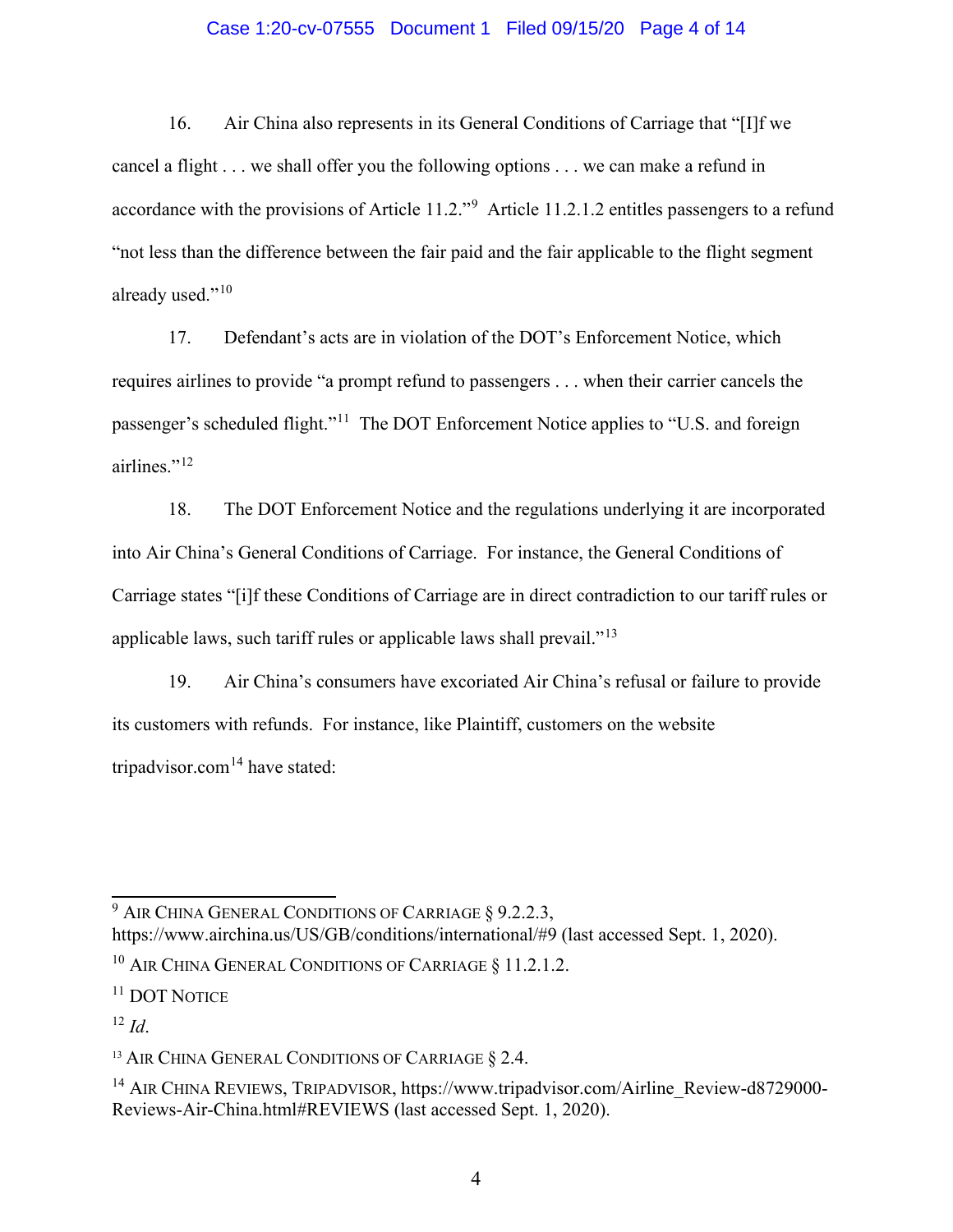16. Air China also represents in its General Conditions of Carriage that "[I]f we cancel a flight . . . we shall offer you the following options . . . we can make a refund in accordance with the provisions of Article 11.2."[9] Article 11.2.1.2 entitles passengers to a refund "not less than the difference between the fair paid and the fair applicable to the flight segment already used."[10]

17. Defendant's acts are in violation of the DOT's Enforcement Notice, which requires airlines to provide "a prompt refund to passengers . . . when their carrier cancels the passenger's scheduled flight."[11] The DOT Enforcement Notice applies to "U.S. and foreign airlines."[12]

18. The DOT Enforcement Notice and the regulations underlying it are incorporated into Air China's General Conditions of Carriage. For instance, the General Conditions of Carriage states "[i]f these Conditions of Carriage are in direct contradiction to our tariff rules or applicable laws, such tariff rules or applicable laws shall prevail."[13]

19. Air China's consumers have excoriated Air China's refusal or failure to provide its customers with refunds. For instance, like Plaintiff, customers on the website tripadvisor.com[14] have stated:

---

[9] AIR CHINA GENERAL CONDITIONS OF CARRIAGE § 9.2.2.3, https://www.airchina.us/US/GB/conditions/international/#9 (last accessed Sept. 1, 2020).

[10] AIR CHINA GENERAL CONDITIONS OF CARRIAGE § 11.2.1.2.

[11] DOT NOTICE

[12] *Id*.

[13] AIR CHINA GENERAL CONDITIONS OF CARRIAGE § 2.4.

[14] AIR CHINA REVIEWS, TRIPADVISOR, https://www.tripadvisor.com/Airline_Review-d8729000-Reviews-Air-China.html#REVIEWS (last accessed Sept. 1, 2020).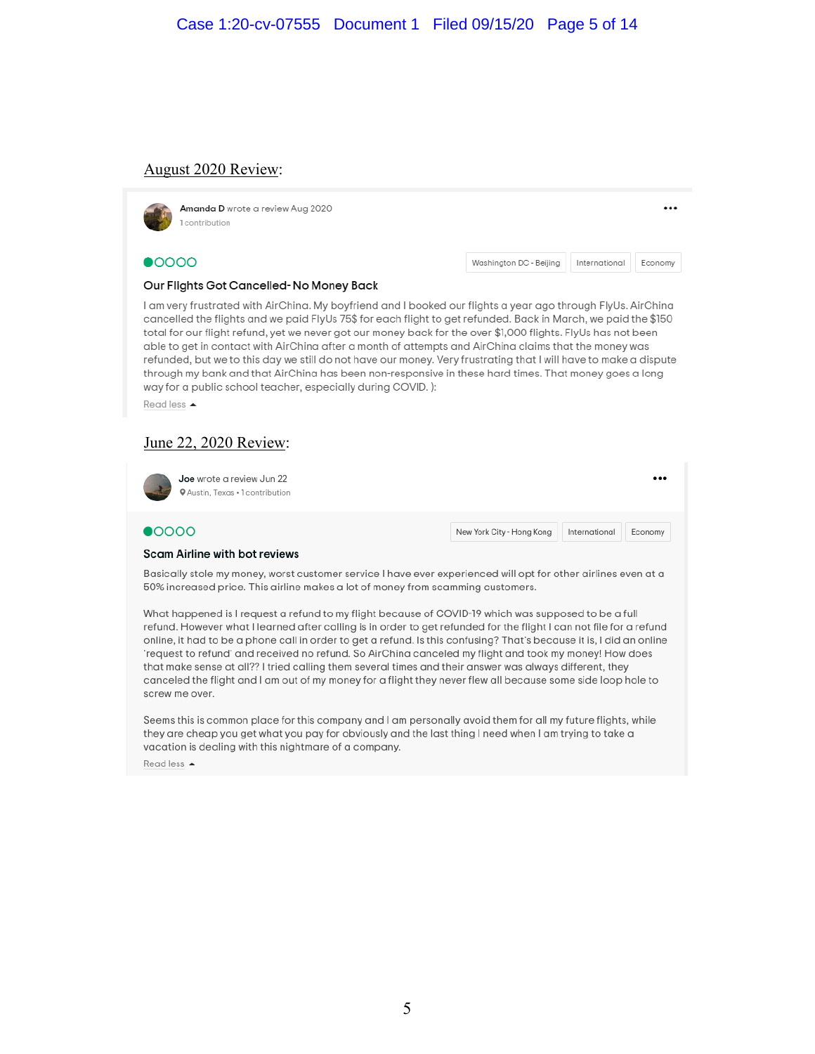<u>August 2020 Review</u>:

**Amanda D** wrote a review Aug 2020
1 contribution

●○○○○

Washington DC - Beijing | International | Economy

**Our Flights Got Cancelled- No Money Back**

I am very frustrated with AirChina. My boyfriend and I booked our flights a year ago through FlyUs. AirChina cancelled the flights and we paid FlyUs 75$ for each flight to get refunded. Back in March, we paid the $150 total for our flight refund, yet we never got our money back for the over $1,000 flights. FlyUs has not been able to get in contact with AirChina after a month of attempts and AirChina claims that the money was refunded, but we to this day we still do not have our money. Very frustrating that I will have to make a dispute through my bank and that AirChina has been non-responsive in these hard times. That money goes a long way for a public school teacher, especially during COVID. ):

Read less ▲

<u>June 22, 2020 Review</u>:

**Joe** wrote a review Jun 22
Austin, Texas • 1 contribution

●○○○○

New York City - Hong Kong | International | Economy

**Scam Airline with bot reviews**

Basically stole my money, worst customer service I have ever experienced will opt for other airlines even at a 50% increased price. This airline makes a lot of money from scamming customers.

What happened is I request a refund to my flight because of COVID-19 which was supposed to be a full refund. However what I learned after calling is in order to get refunded for the flight I can not file for a refund online, it had to be a phone call in order to get a refund. Is this confusing? That's because it is, I did an online 'request to refund' and received no refund. So AirChina canceled my flight and took my money! How does that make sense at all?? I tried calling them several times and their answer was always different, they canceled the flight and I am out of my money for a flight they never flew all because some side loop hole to screw me over.

Seems this is common place for this company and I am personally avoid them for all my future flights, while they are cheap you get what you pay for obviously and the last thing I need when I am trying to take a vacation is dealing with this nightmare of a company.

Read less ▲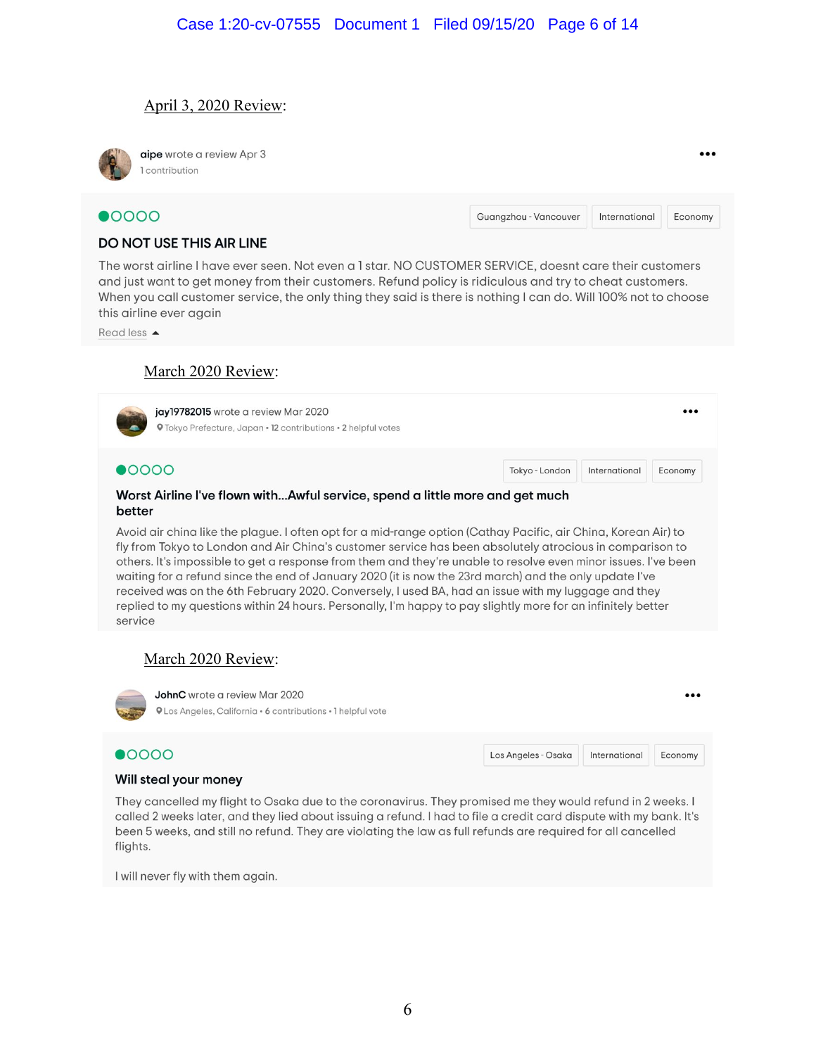April 3, 2020 Review:

**aipe** wrote a review Apr 3
1 contribution

●○○○○

Guangzhou - Vancouver | International | Economy

**DO NOT USE THIS AIR LINE**

The worst airline I have ever seen. Not even a 1 star. NO CUSTOMER SERVICE, doesnt care their customers and just want to get money from their customers. Refund policy is ridiculous and try to cheat customers. When you call customer service, the only thing they said is there is nothing I can do. Will 100% not to choose this airline ever again

Read less ▲

March 2020 Review:

**jay19782015** wrote a review Mar 2020
Tokyo Prefecture, Japan • 12 contributions • 2 helpful votes

●○○○○

Tokyo - London | International | Economy

**Worst Airline I've flown with...Awful service, spend a little more and get much better**

Avoid air china like the plague. I often opt for a mid-range option (Cathay Pacific, air China, Korean Air) to fly from Tokyo to London and Air China's customer service has been absolutely atrocious in comparison to others. It's impossible to get a response from them and they're unable to resolve even minor issues. I've been waiting for a refund since the end of January 2020 (it is now the 23rd march) and the only update I've received was on the 6th February 2020. Conversely, I used BA, had an issue with my luggage and they replied to my questions within 24 hours. Personally, I'm happy to pay slightly more for an infinitely better service

March 2020 Review:

**JohnC** wrote a review Mar 2020
Los Angeles, California • 6 contributions • 1 helpful vote

●○○○○

Los Angeles - Osaka | International | Economy

**Will steal your money**

They cancelled my flight to Osaka due to the coronavirus. They promised me they would refund in 2 weeks. I called 2 weeks later, and they lied about issuing a refund. I had to file a credit card dispute with my bank. It's been 5 weeks, and still no refund. They are violating the law as full refunds are required for all cancelled flights.

I will never fly with them again.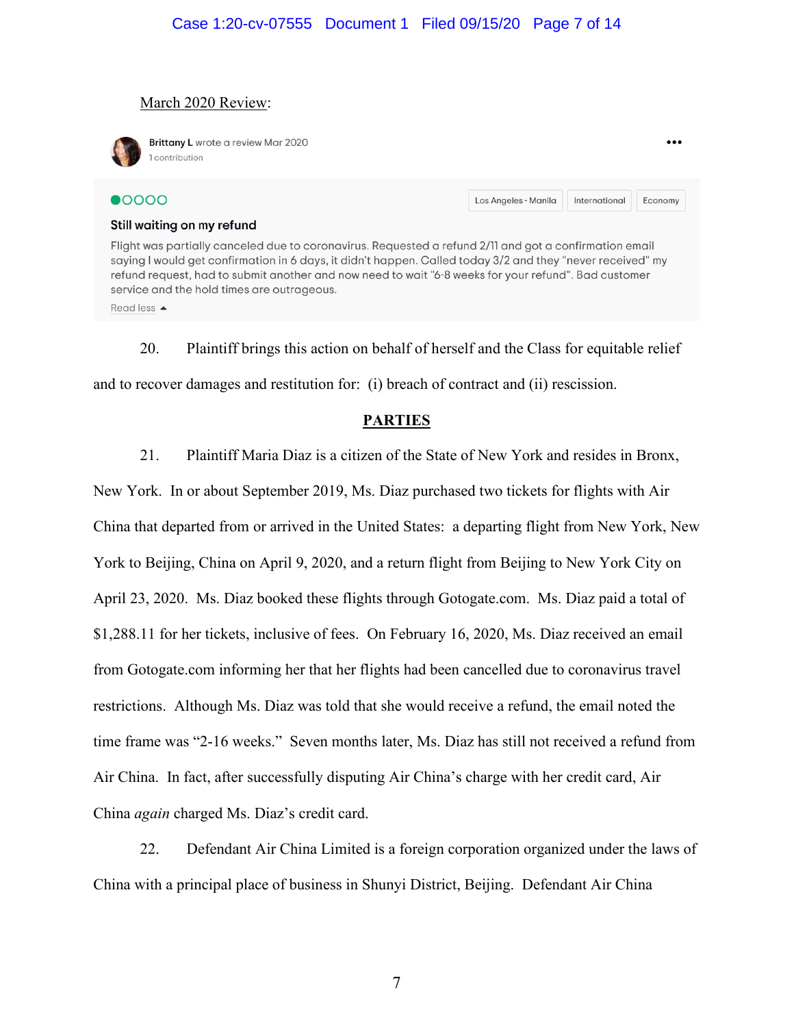March 2020 Review:

**Brittany L** wrote a review Mar 2020
1 contribution

●○○○○

Los Angeles - Manila | International | Economy

**Still waiting on my refund**

Flight was partially canceled due to coronavirus. Requested a refund 2/11 and got a confirmation email saying I would get confirmation in 6 days, it didn't happen. Called today 3/2 and they "never received" my refund request, had to submit another and now need to wait "6-8 weeks for your refund". Bad customer service and the hold times are outrageous.

Read less ▲

20. Plaintiff brings this action on behalf of herself and the Class for equitable relief and to recover damages and restitution for: (i) breach of contract and (ii) rescission.

## PARTIES

21. Plaintiff Maria Diaz is a citizen of the State of New York and resides in Bronx, New York. In or about September 2019, Ms. Diaz purchased two tickets for flights with Air China that departed from or arrived in the United States: a departing flight from New York, New York to Beijing, China on April 9, 2020, and a return flight from Beijing to New York City on April 23, 2020. Ms. Diaz booked these flights through Gotogate.com. Ms. Diaz paid a total of $1,288.11 for her tickets, inclusive of fees. On February 16, 2020, Ms. Diaz received an email from Gotogate.com informing her that her flights had been cancelled due to coronavirus travel restrictions. Although Ms. Diaz was told that she would receive a refund, the email noted the time frame was "2-16 weeks." Seven months later, Ms. Diaz has still not received a refund from Air China. In fact, after successfully disputing Air China's charge with her credit card, Air China *again* charged Ms. Diaz's credit card.

22. Defendant Air China Limited is a foreign corporation organized under the laws of China with a principal place of business in Shunyi District, Beijing. Defendant Air China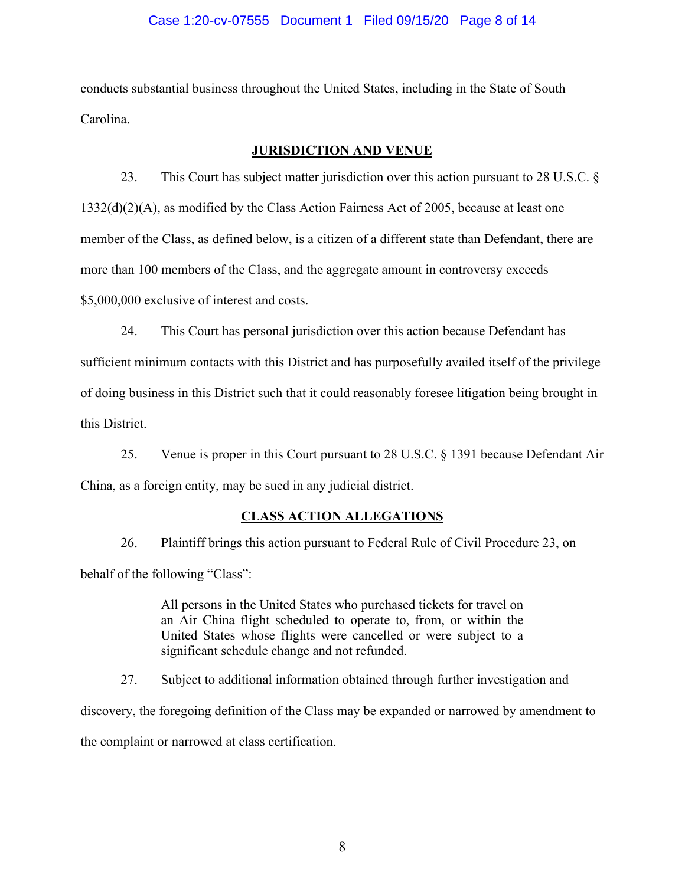conducts substantial business throughout the United States, including in the State of South Carolina.

## JURISDICTION AND VENUE

23. This Court has subject matter jurisdiction over this action pursuant to 28 U.S.C. § 1332(d)(2)(A), as modified by the Class Action Fairness Act of 2005, because at least one member of the Class, as defined below, is a citizen of a different state than Defendant, there are more than 100 members of the Class, and the aggregate amount in controversy exceeds $5,000,000 exclusive of interest and costs.

24. This Court has personal jurisdiction over this action because Defendant has sufficient minimum contacts with this District and has purposefully availed itself of the privilege of doing business in this District such that it could reasonably foresee litigation being brought in this District.

25. Venue is proper in this Court pursuant to 28 U.S.C. § 1391 because Defendant Air China, as a foreign entity, may be sued in any judicial district.

## CLASS ACTION ALLEGATIONS

26. Plaintiff brings this action pursuant to Federal Rule of Civil Procedure 23, on behalf of the following "Class":

> All persons in the United States who purchased tickets for travel on an Air China flight scheduled to operate to, from, or within the United States whose flights were cancelled or were subject to a significant schedule change and not refunded.

27. Subject to additional information obtained through further investigation and discovery, the foregoing definition of the Class may be expanded or narrowed by amendment to the complaint or narrowed at class certification.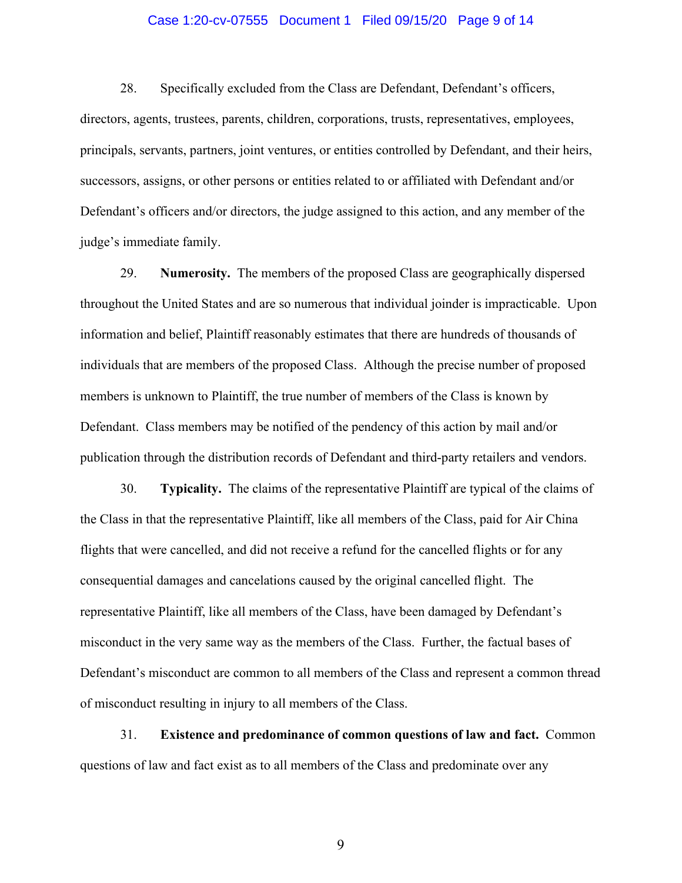28. Specifically excluded from the Class are Defendant, Defendant's officers, directors, agents, trustees, parents, children, corporations, trusts, representatives, employees, principals, servants, partners, joint ventures, or entities controlled by Defendant, and their heirs, successors, assigns, or other persons or entities related to or affiliated with Defendant and/or Defendant's officers and/or directors, the judge assigned to this action, and any member of the judge's immediate family.

29. **Numerosity.** The members of the proposed Class are geographically dispersed throughout the United States and are so numerous that individual joinder is impracticable. Upon information and belief, Plaintiff reasonably estimates that there are hundreds of thousands of individuals that are members of the proposed Class. Although the precise number of proposed members is unknown to Plaintiff, the true number of members of the Class is known by Defendant. Class members may be notified of the pendency of this action by mail and/or publication through the distribution records of Defendant and third-party retailers and vendors.

30. **Typicality.** The claims of the representative Plaintiff are typical of the claims of the Class in that the representative Plaintiff, like all members of the Class, paid for Air China flights that were cancelled, and did not receive a refund for the cancelled flights or for any consequential damages and cancelations caused by the original cancelled flight. The representative Plaintiff, like all members of the Class, have been damaged by Defendant's misconduct in the very same way as the members of the Class. Further, the factual bases of Defendant's misconduct are common to all members of the Class and represent a common thread of misconduct resulting in injury to all members of the Class.

31. **Existence and predominance of common questions of law and fact.** Common questions of law and fact exist as to all members of the Class and predominate over any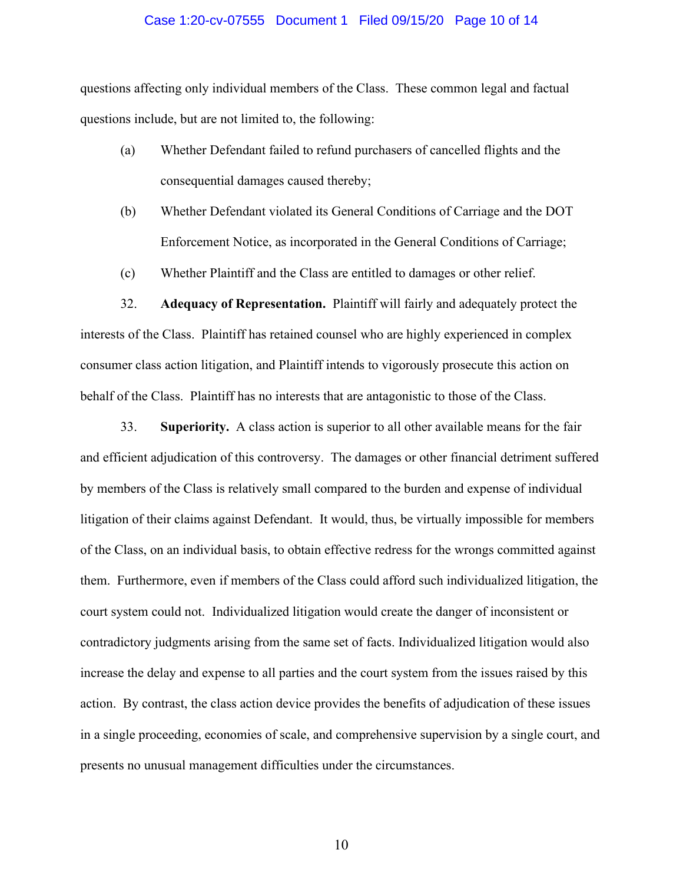questions affecting only individual members of the Class. These common legal and factual questions include, but are not limited to, the following:

(a) Whether Defendant failed to refund purchasers of cancelled flights and the consequential damages caused thereby;

(b) Whether Defendant violated its General Conditions of Carriage and the DOT Enforcement Notice, as incorporated in the General Conditions of Carriage;

(c) Whether Plaintiff and the Class are entitled to damages or other relief.

32. **Adequacy of Representation.** Plaintiff will fairly and adequately protect the interests of the Class. Plaintiff has retained counsel who are highly experienced in complex consumer class action litigation, and Plaintiff intends to vigorously prosecute this action on behalf of the Class. Plaintiff has no interests that are antagonistic to those of the Class.

33. **Superiority.** A class action is superior to all other available means for the fair and efficient adjudication of this controversy. The damages or other financial detriment suffered by members of the Class is relatively small compared to the burden and expense of individual litigation of their claims against Defendant. It would, thus, be virtually impossible for members of the Class, on an individual basis, to obtain effective redress for the wrongs committed against them. Furthermore, even if members of the Class could afford such individualized litigation, the court system could not. Individualized litigation would create the danger of inconsistent or contradictory judgments arising from the same set of facts. Individualized litigation would also increase the delay and expense to all parties and the court system from the issues raised by this action. By contrast, the class action device provides the benefits of adjudication of these issues in a single proceeding, economies of scale, and comprehensive supervision by a single court, and presents no unusual management difficulties under the circumstances.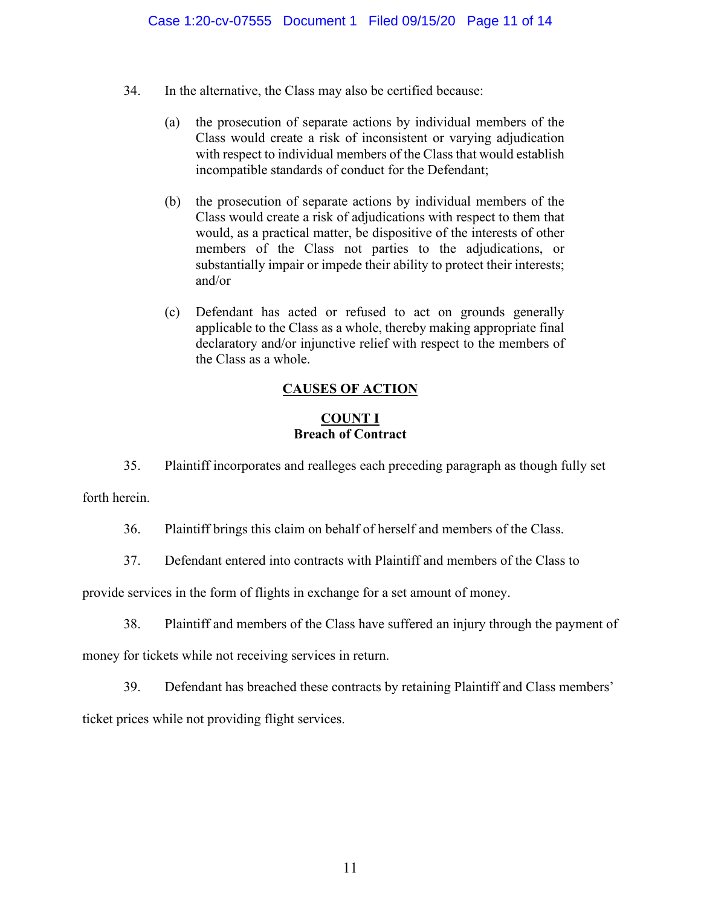34. In the alternative, the Class may also be certified because:

(a) the prosecution of separate actions by individual members of the Class would create a risk of inconsistent or varying adjudication with respect to individual members of the Class that would establish incompatible standards of conduct for the Defendant;

(b) the prosecution of separate actions by individual members of the Class would create a risk of adjudications with respect to them that would, as a practical matter, be dispositive of the interests of other members of the Class not parties to the adjudications, or substantially impair or impede their ability to protect their interests; and/or

(c) Defendant has acted or refused to act on grounds generally applicable to the Class as a whole, thereby making appropriate final declaratory and/or injunctive relief with respect to the members of the Class as a whole.

## CAUSES OF ACTION

### COUNT I
**Breach of Contract**

35. Plaintiff incorporates and realleges each preceding paragraph as though fully set forth herein.

36. Plaintiff brings this claim on behalf of herself and members of the Class.

37. Defendant entered into contracts with Plaintiff and members of the Class to provide services in the form of flights in exchange for a set amount of money.

38. Plaintiff and members of the Class have suffered an injury through the payment of money for tickets while not receiving services in return.

39. Defendant has breached these contracts by retaining Plaintiff and Class members' ticket prices while not providing flight services.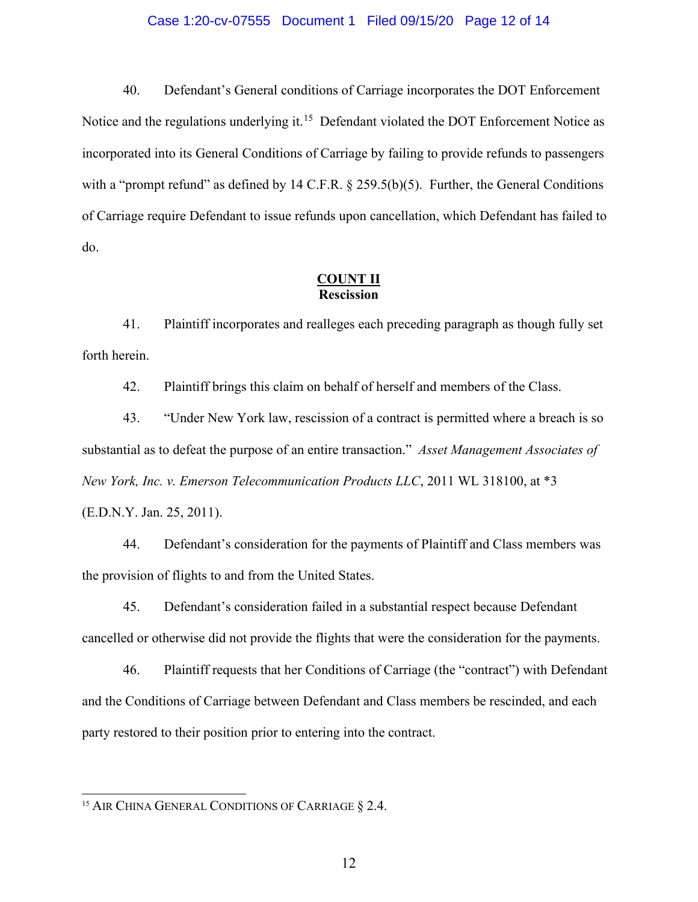40. Defendant's General conditions of Carriage incorporates the DOT Enforcement Notice and the regulations underlying it.[15] Defendant violated the DOT Enforcement Notice as incorporated into its General Conditions of Carriage by failing to provide refunds to passengers with a "prompt refund" as defined by 14 C.F.R. § 259.5(b)(5). Further, the General Conditions of Carriage require Defendant to issue refunds upon cancellation, which Defendant has failed to do.

**COUNT II**
**Rescission**

41. Plaintiff incorporates and realleges each preceding paragraph as though fully set forth herein.

42. Plaintiff brings this claim on behalf of herself and members of the Class.

43. "Under New York law, rescission of a contract is permitted where a breach is so substantial as to defeat the purpose of an entire transaction." *Asset Management Associates of New York, Inc. v. Emerson Telecommunication Products LLC*, 2011 WL 318100, at *3 (E.D.N.Y. Jan. 25, 2011).

44. Defendant's consideration for the payments of Plaintiff and Class members was the provision of flights to and from the United States.

45. Defendant's consideration failed in a substantial respect because Defendant cancelled or otherwise did not provide the flights that were the consideration for the payments.

46. Plaintiff requests that her Conditions of Carriage (the "contract") with Defendant and the Conditions of Carriage between Defendant and Class members be rescinded, and each party restored to their position prior to entering into the contract.

---

[15] AIR CHINA GENERAL CONDITIONS OF CARRIAGE § 2.4.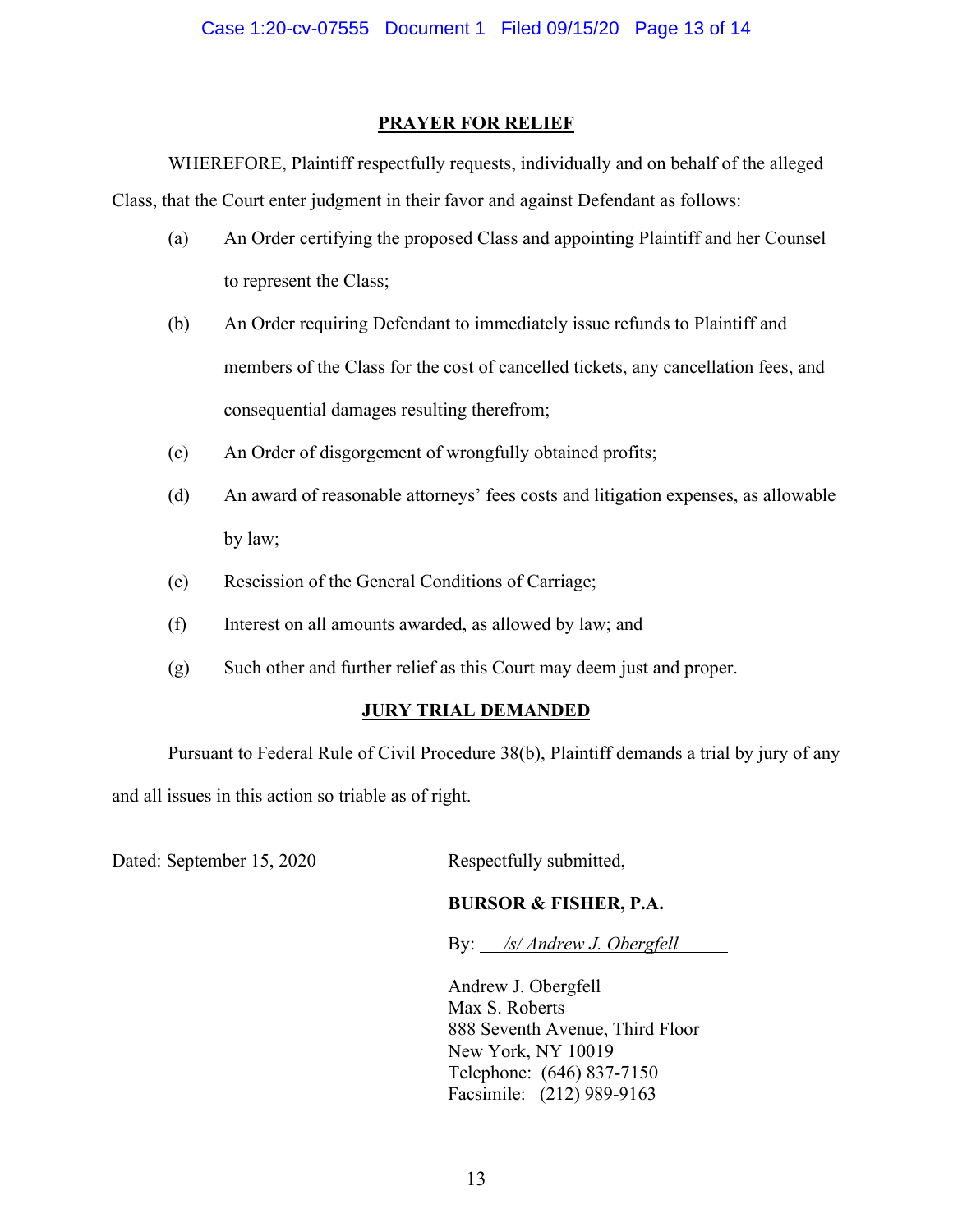## PRAYER FOR RELIEF

WHEREFORE, Plaintiff respectfully requests, individually and on behalf of the alleged Class, that the Court enter judgment in their favor and against Defendant as follows:

(a) An Order certifying the proposed Class and appointing Plaintiff and her Counsel to represent the Class;

(b) An Order requiring Defendant to immediately issue refunds to Plaintiff and members of the Class for the cost of cancelled tickets, any cancellation fees, and consequential damages resulting therefrom;

(c) An Order of disgorgement of wrongfully obtained profits;

(d) An award of reasonable attorneys' fees costs and litigation expenses, as allowable by law;

(e) Rescission of the General Conditions of Carriage;

(f) Interest on all amounts awarded, as allowed by law; and

(g) Such other and further relief as this Court may deem just and proper.

## JURY TRIAL DEMANDED

Pursuant to Federal Rule of Civil Procedure 38(b), Plaintiff demands a trial by jury of any and all issues in this action so triable as of right.

Dated: September 15, 2020

Respectfully submitted,

**BURSOR & FISHER, P.A.**

By: *__/s/ Andrew J. Obergfell__*

Andrew J. Obergfell
Max S. Roberts
888 Seventh Avenue, Third Floor
New York, NY 10019
Telephone: (646) 837-7150
Facsimile: (212) 989-9163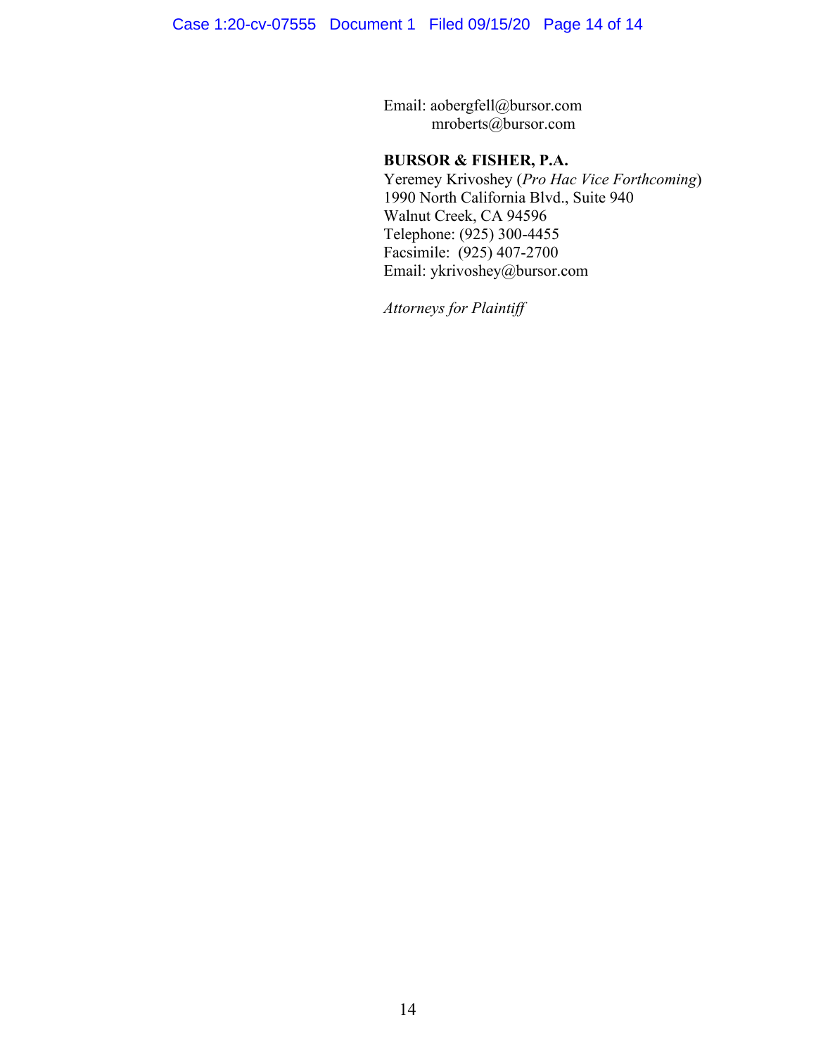Email: aobergfell@bursor.com
mroberts@bursor.com

**BURSOR & FISHER, P.A.**
Yeremey Krivoshey (*Pro Hac Vice Forthcoming*)
1990 North California Blvd., Suite 940
Walnut Creek, CA 94596
Telephone: (925) 300-4455
Facsimile: (925) 407-2700
Email: ykrivoshey@bursor.com

*Attorneys for Plaintiff*